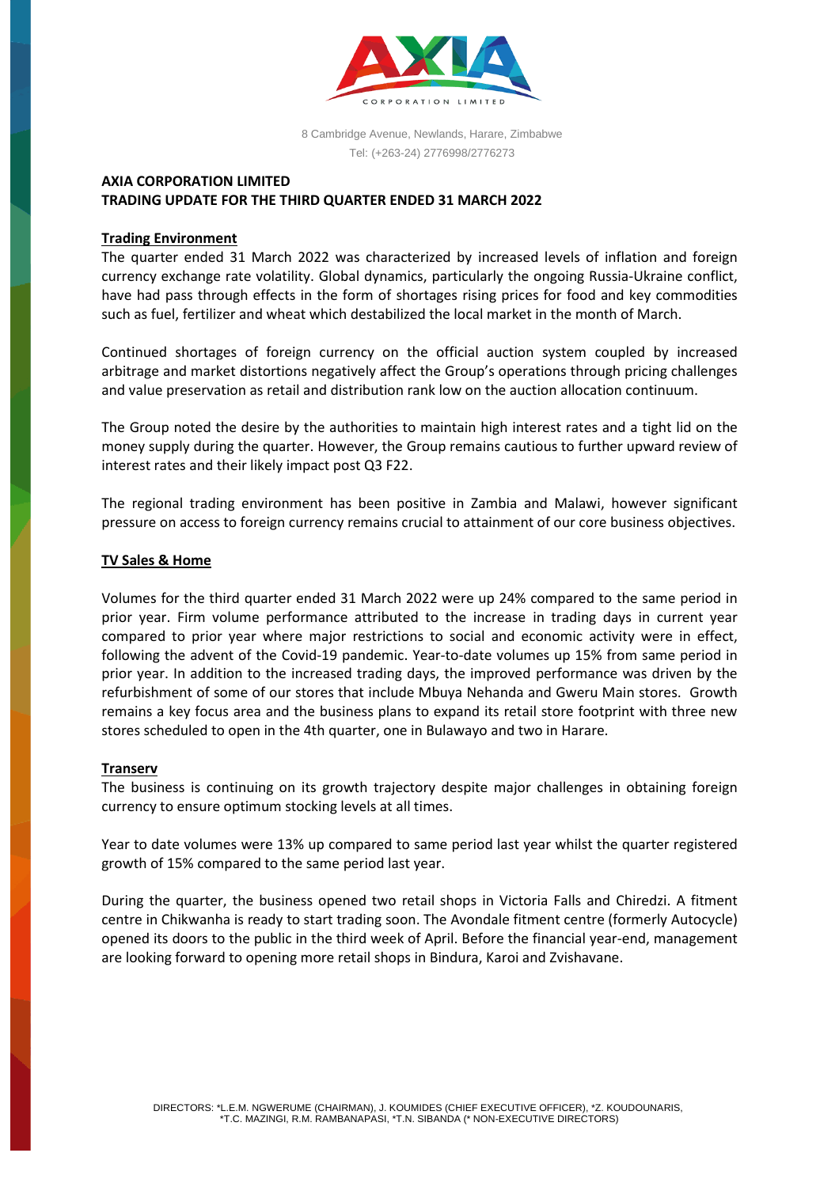AXIA CORPORATION LIMITED

8 Cambridge Avenue, Newlands, Harare, Zimbabwe
Tel: (+263-24) 2776998/2776273

# AXIA CORPORATION LIMITED
# TRADING UPDATE FOR THE THIRD QUARTER ENDED 31 MARCH 2022

## Trading Environment

The quarter ended 31 March 2022 was characterized by increased levels of inflation and foreign currency exchange rate volatility. Global dynamics, particularly the ongoing Russia-Ukraine conflict, have had pass through effects in the form of shortages rising prices for food and key commodities such as fuel, fertilizer and wheat which destabilized the local market in the month of March.

Continued shortages of foreign currency on the official auction system coupled by increased arbitrage and market distortions negatively affect the Group's operations through pricing challenges and value preservation as retail and distribution rank low on the auction allocation continuum.

The Group noted the desire by the authorities to maintain high interest rates and a tight lid on the money supply during the quarter. However, the Group remains cautious to further upward review of interest rates and their likely impact post Q3 F22.

The regional trading environment has been positive in Zambia and Malawi, however significant pressure on access to foreign currency remains crucial to attainment of our core business objectives.

## TV Sales & Home

Volumes for the third quarter ended 31 March 2022 were up 24% compared to the same period in prior year. Firm volume performance attributed to the increase in trading days in current year compared to prior year where major restrictions to social and economic activity were in effect, following the advent of the Covid-19 pandemic. Year-to-date volumes up 15% from same period in prior year. In addition to the increased trading days, the improved performance was driven by the refurbishment of some of our stores that include Mbuya Nehanda and Gweru Main stores. Growth remains a key focus area and the business plans to expand its retail store footprint with three new stores scheduled to open in the 4th quarter, one in Bulawayo and two in Harare.

## Transerv

The business is continuing on its growth trajectory despite major challenges in obtaining foreign currency to ensure optimum stocking levels at all times.

Year to date volumes were 13% up compared to same period last year whilst the quarter registered growth of 15% compared to the same period last year.

During the quarter, the business opened two retail shops in Victoria Falls and Chiredzi. A fitment centre in Chikwanha is ready to start trading soon. The Avondale fitment centre (formerly Autocycle) opened its doors to the public in the third week of April. Before the financial year-end, management are looking forward to opening more retail shops in Bindura, Karoi and Zvishavane.

DIRECTORS: *L.E.M. NGWERUME (CHAIRMAN), J. KOUMIDES (CHIEF EXECUTIVE OFFICER), *Z. KOUDOUNARIS, *T.C. MAZINGI, R.M. RAMBANAPASI, *T.N. SIBANDA (* NON-EXECUTIVE DIRECTORS)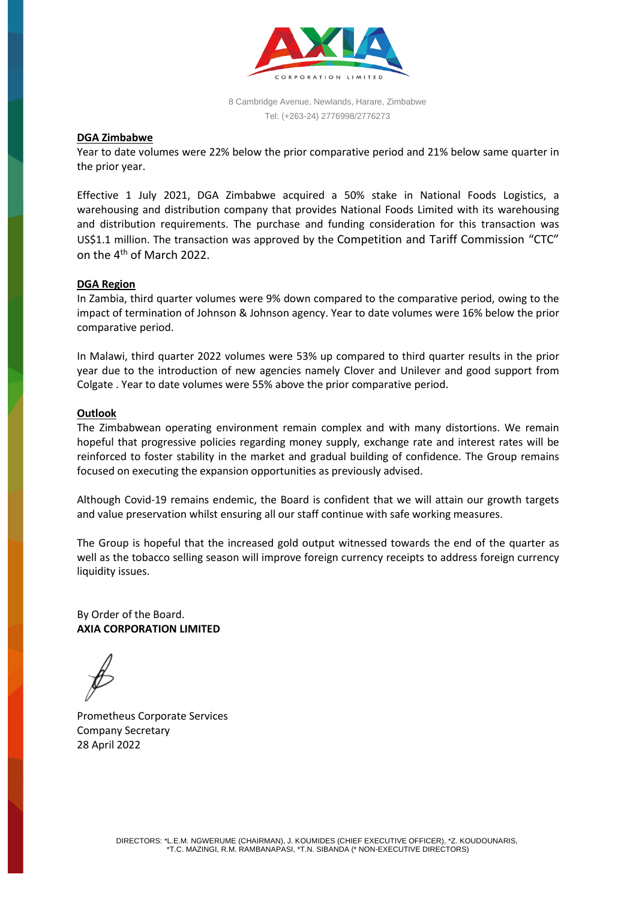8 Cambridge Avenue, Newlands, Harare, Zimbabwe
Tel: (+263-24) 2776998/2776273

**DGA Zimbabwe**

Year to date volumes were 22% below the prior comparative period and 21% below same quarter in the prior year.

Effective 1 July 2021, DGA Zimbabwe acquired a 50% stake in National Foods Logistics, a warehousing and distribution company that provides National Foods Limited with its warehousing and distribution requirements. The purchase and funding consideration for this transaction was US$1.1 million. The transaction was approved by the Competition and Tariff Commission "CTC" on the 4th of March 2022.

**DGA Region**

In Zambia, third quarter volumes were 9% down compared to the comparative period, owing to the impact of termination of Johnson & Johnson agency. Year to date volumes were 16% below the prior comparative period.

In Malawi, third quarter 2022 volumes were 53% up compared to third quarter results in the prior year due to the introduction of new agencies namely Clover and Unilever and good support from Colgate . Year to date volumes were 55% above the prior comparative period.

**Outlook**

The Zimbabwean operating environment remain complex and with many distortions. We remain hopeful that progressive policies regarding money supply, exchange rate and interest rates will be reinforced to foster stability in the market and gradual building of confidence. The Group remains focused on executing the expansion opportunities as previously advised.

Although Covid-19 remains endemic, the Board is confident that we will attain our growth targets and value preservation whilst ensuring all our staff continue with safe working measures.

The Group is hopeful that the increased gold output witnessed towards the end of the quarter as well as the tobacco selling season will improve foreign currency receipts to address foreign currency liquidity issues.

By Order of the Board.
**AXIA CORPORATION LIMITED**

Prometheus Corporate Services
Company Secretary
28 April 2022

DIRECTORS: *L.E.M. NGWERUME (CHAIRMAN), J. KOUMIDES (CHIEF EXECUTIVE OFFICER), *Z. KOUDOUNARIS, *T.C. MAZINGI, R.M. RAMBANAPASI, *T.N. SIBANDA (* NON-EXECUTIVE DIRECTORS)